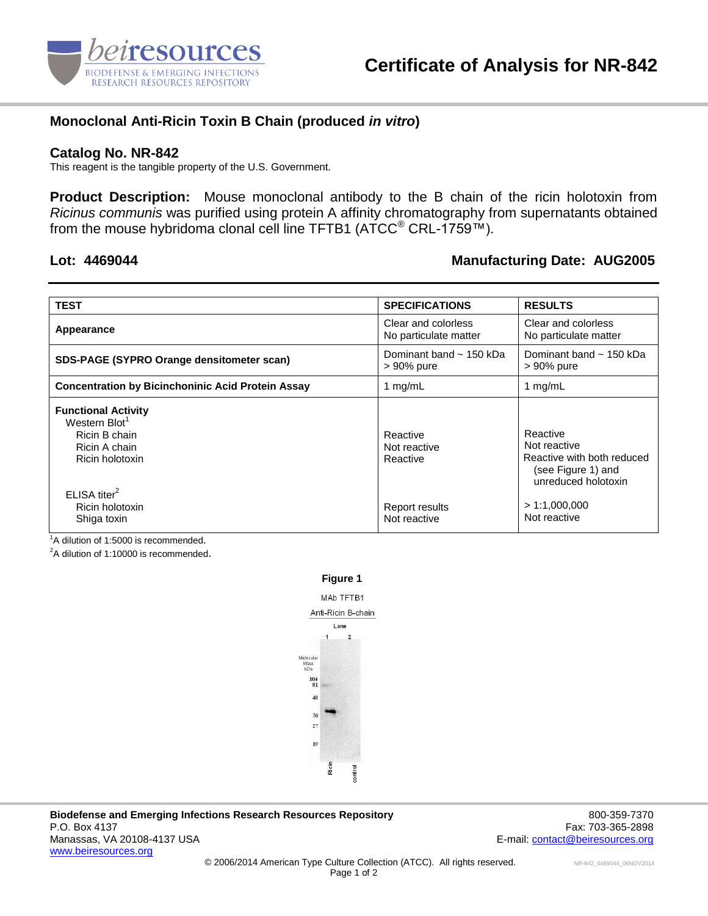# Certificate of Analysis for NR-842

## Monoclonal Anti-Ricin Toxin B Chain (produced *in vitro*)

### Catalog No. NR-842

This reagent is the tangible property of the U.S. Government.

**Product Description:** Mouse monoclonal antibody to the B chain of the ricin holotoxin from *Ricinus communis* was purified using protein A affinity chromatography from supernatants obtained from the mouse hybridoma clonal cell line TFTB1 (ATCC® CRL-1759™).

**Lot: 4469044** **Manufacturing Date: AUG2005**

| TEST | SPECIFICATIONS | RESULTS |
|---|---|---|
| **Appearance** | Clear and colorless<br>No particulate matter | Clear and colorless<br>No particulate matter |
| **SDS-PAGE (SYPRO Orange densitometer scan)** | Dominant band ~ 150 kDa<br>> 90% pure | Dominant band ~ 150 kDa<br>> 90% pure |
| **Concentration by Bicinchoninic Acid Protein Assay** | 1 mg/mL | 1 mg/mL |
| **Functional Activity** | | |
| Western Blot[1] | | |
| Ricin B chain | Reactive | Reactive |
| Ricin A chain | Not reactive | Not reactive |
| Ricin holotoxin | Reactive | Reactive with both reduced (see Figure 1) and unreduced holotoxin |
| ELISA titer[2] | | |
| Ricin holotoxin | Report results | > 1:1,000,000 |
| Shiga toxin | Not reactive | Not reactive |

[1]A dilution of 1:5000 is recommended.

[2]A dilution of 1:10000 is recommended.

**Figure 1**

MAb TFTB1
Anti-Ricin B-chain

Lane: 1 (Ricin), 2 (control)

Molecular Mass kDa: 104, 81, 48, 36, 27, 19

**Biodefense and Emerging Infections Research Resources Repository**
P.O. Box 4137
Manassas, VA 20108-4137 USA
www.beiresources.org

800-359-7370
Fax: 703-365-2898
E-mail: contact@beiresources.org

© 2006/2014 American Type Culture Collection (ATCC). All rights reserved.

NR-842_4469044_06NOV2014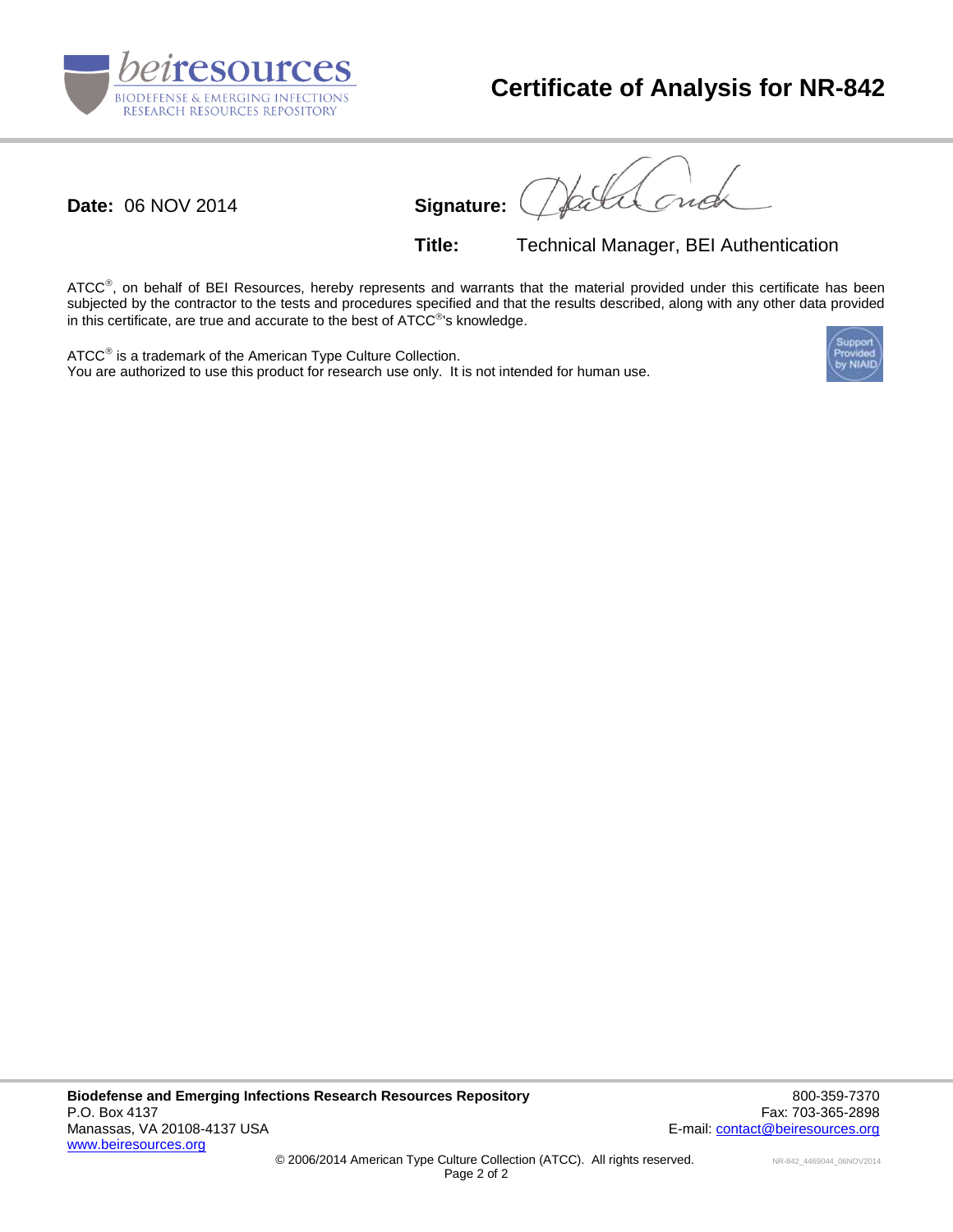# Certificate of Analysis for NR-842

**Date:** 06 NOV 2014

**Signature:**

**Title:** Technical Manager, BEI Authentication

ATCC®, on behalf of BEI Resources, hereby represents and warrants that the material provided under this certificate has been subjected by the contractor to the tests and procedures specified and that the results described, along with any other data provided in this certificate, are true and accurate to the best of ATCC®'s knowledge.

ATCC® is a trademark of the American Type Culture Collection.
You are authorized to use this product for research use only. It is not intended for human use.

**Biodefense and Emerging Infections Research Resources Repository**
P.O. Box 4137
Manassas, VA 20108-4137 USA
www.beiresources.org

800-359-7370
Fax: 703-365-2898
E-mail: contact@beiresources.org

© 2006/2014 American Type Culture Collection (ATCC). All rights reserved.

NR-842_4469044_06NOV2014